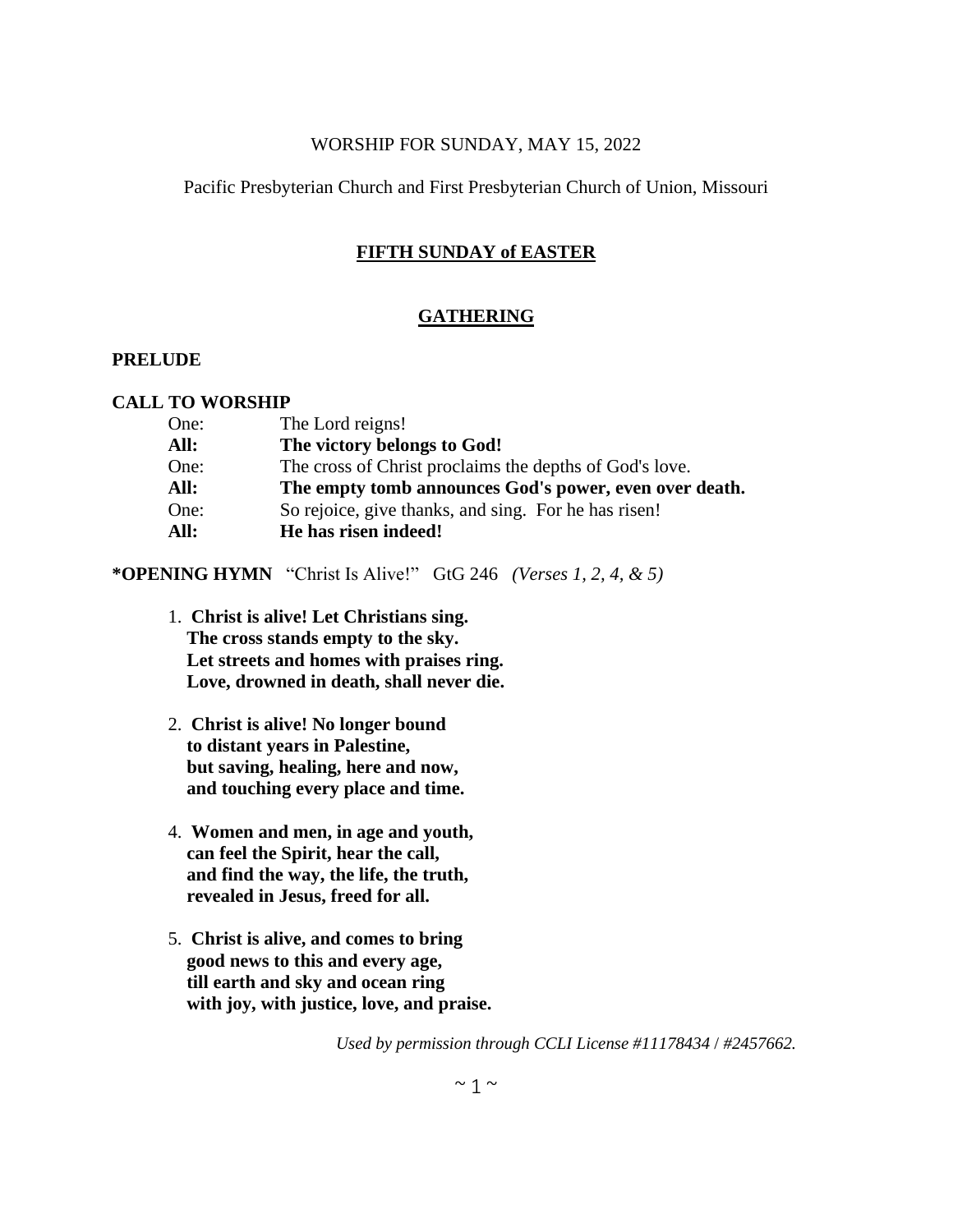WORSHIP FOR SUNDAY, MAY 15, 2022

Pacific Presbyterian Church and First Presbyterian Church of Union, Missouri

# FIFTH SUNDAY of EASTER

## GATHERING

**PRELUDE**

**CALL TO WORSHIP**

One: The Lord reigns!
**All: The victory belongs to God!**
One: The cross of Christ proclaims the depths of God's love.
**All: The empty tomb announces God's power, even over death.**
One: So rejoice, give thanks, and sing. For he has risen!
**All: He has risen indeed!**

**\*OPENING HYMN** "Christ Is Alive!" GtG 246 *(Verses 1, 2, 4, & 5)*

1. **Christ is alive! Let Christians sing.**
   **The cross stands empty to the sky.**
   **Let streets and homes with praises ring.**
   **Love, drowned in death, shall never die.**

2. **Christ is alive! No longer bound**
   **to distant years in Palestine,**
   **but saving, healing, here and now,**
   **and touching every place and time.**

4. **Women and men, in age and youth,**
   **can feel the Spirit, hear the call,**
   **and find the way, the life, the truth,**
   **revealed in Jesus, freed for all.**

5. **Christ is alive, and comes to bring**
   **good news to this and every age,**
   **till earth and sky and ocean ring**
   **with joy, with justice, love, and praise.**

*Used by permission through CCLI License #11178434 / #2457662.*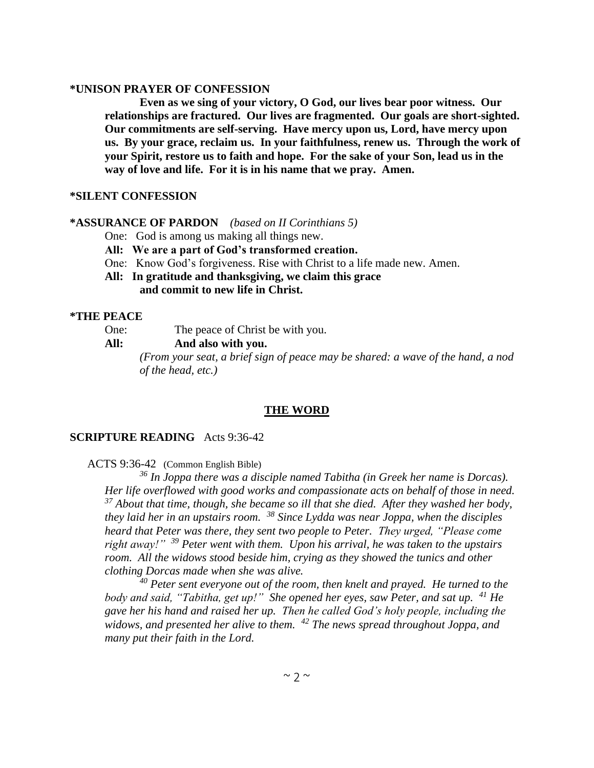**\*UNISON PRAYER OF CONFESSION**

**Even as we sing of your victory, O God, our lives bear poor witness. Our relationships are fractured. Our lives are fragmented. Our goals are short-sighted. Our commitments are self-serving. Have mercy upon us, Lord, have mercy upon us. By your grace, reclaim us. In your faithfulness, renew us. Through the work of your Spirit, restore us to faith and hope. For the sake of your Son, lead us in the way of love and life. For it is in his name that we pray. Amen.**

**\*SILENT CONFESSION**

**\*ASSURANCE OF PARDON** *(based on II Corinthians 5)*

One: God is among us making all things new.

**All: We are a part of God's transformed creation.**

One: Know God's forgiveness. Rise with Christ to a life made new. Amen.

**All: In gratitude and thanksgiving, we claim this grace and commit to new life in Christ.**

**\*THE PEACE**

One: The peace of Christ be with you.

**All: And also with you.**

*(From your seat, a brief sign of peace may be shared: a wave of the hand, a nod of the head, etc.)*

## THE WORD

**SCRIPTURE READING** Acts 9:36-42

ACTS 9:36-42 (Common English Bible)

*[36] In Joppa there was a disciple named Tabitha (in Greek her name is Dorcas). Her life overflowed with good works and compassionate acts on behalf of those in need. [37] About that time, though, she became so ill that she died. After they washed her body, they laid her in an upstairs room. [38] Since Lydda was near Joppa, when the disciples heard that Peter was there, they sent two people to Peter. They urged, "Please come right away!" [39] Peter went with them. Upon his arrival, he was taken to the upstairs room. All the widows stood beside him, crying as they showed the tunics and other clothing Dorcas made when she was alive.*

*[40] Peter sent everyone out of the room, then knelt and prayed. He turned to the body and said, "Tabitha, get up!" She opened her eyes, saw Peter, and sat up. [41] He gave her his hand and raised her up. Then he called God's holy people, including the widows, and presented her alive to them. [42] The news spread throughout Joppa, and many put their faith in the Lord.*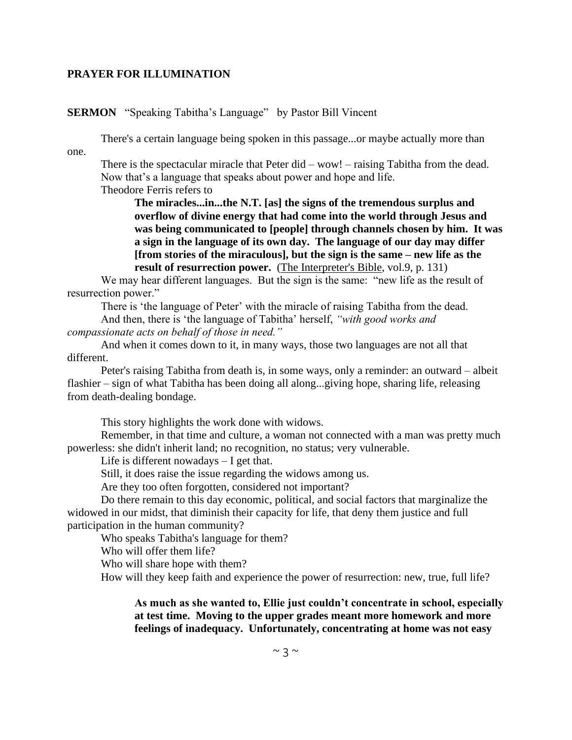**PRAYER FOR ILLUMINATION**

**SERMON** "Speaking Tabitha's Language" by Pastor Bill Vincent

There's a certain language being spoken in this passage...or maybe actually more than one.

There is the spectacular miracle that Peter did – wow! – raising Tabitha from the dead. Now that's a language that speaks about power and hope and life.

Theodore Ferris refers to

> **The miracles...in...the N.T. [as] the signs of the tremendous surplus and overflow of divine energy that had come into the world through Jesus and was being communicated to [people] through channels chosen by him. It was a sign in the language of its own day. The language of our day may differ [from stories of the miraculous], but the sign is the same – new life as the result of resurrection power.** (The Interpreter's Bible, vol.9, p. 131)

We may hear different languages. But the sign is the same: "new life as the result of resurrection power."

There is 'the language of Peter' with the miracle of raising Tabitha from the dead.

And then, there is 'the language of Tabitha' herself, *"with good works and compassionate acts on behalf of those in need."*

And when it comes down to it, in many ways, those two languages are not all that different.

Peter's raising Tabitha from death is, in some ways, only a reminder: an outward – albeit flashier – sign of what Tabitha has been doing all along...giving hope, sharing life, releasing from death-dealing bondage.

This story highlights the work done with widows.

Remember, in that time and culture, a woman not connected with a man was pretty much powerless: she didn't inherit land; no recognition, no status; very vulnerable.

Life is different nowadays – I get that.

Still, it does raise the issue regarding the widows among us.

Are they too often forgotten, considered not important?

Do there remain to this day economic, political, and social factors that marginalize the widowed in our midst, that diminish their capacity for life, that deny them justice and full participation in the human community?

Who speaks Tabitha's language for them?

Who will offer them life?

Who will share hope with them?

How will they keep faith and experience the power of resurrection: new, true, full life?

> **As much as she wanted to, Ellie just couldn't concentrate in school, especially at test time. Moving to the upper grades meant more homework and more feelings of inadequacy. Unfortunately, concentrating at home was not easy**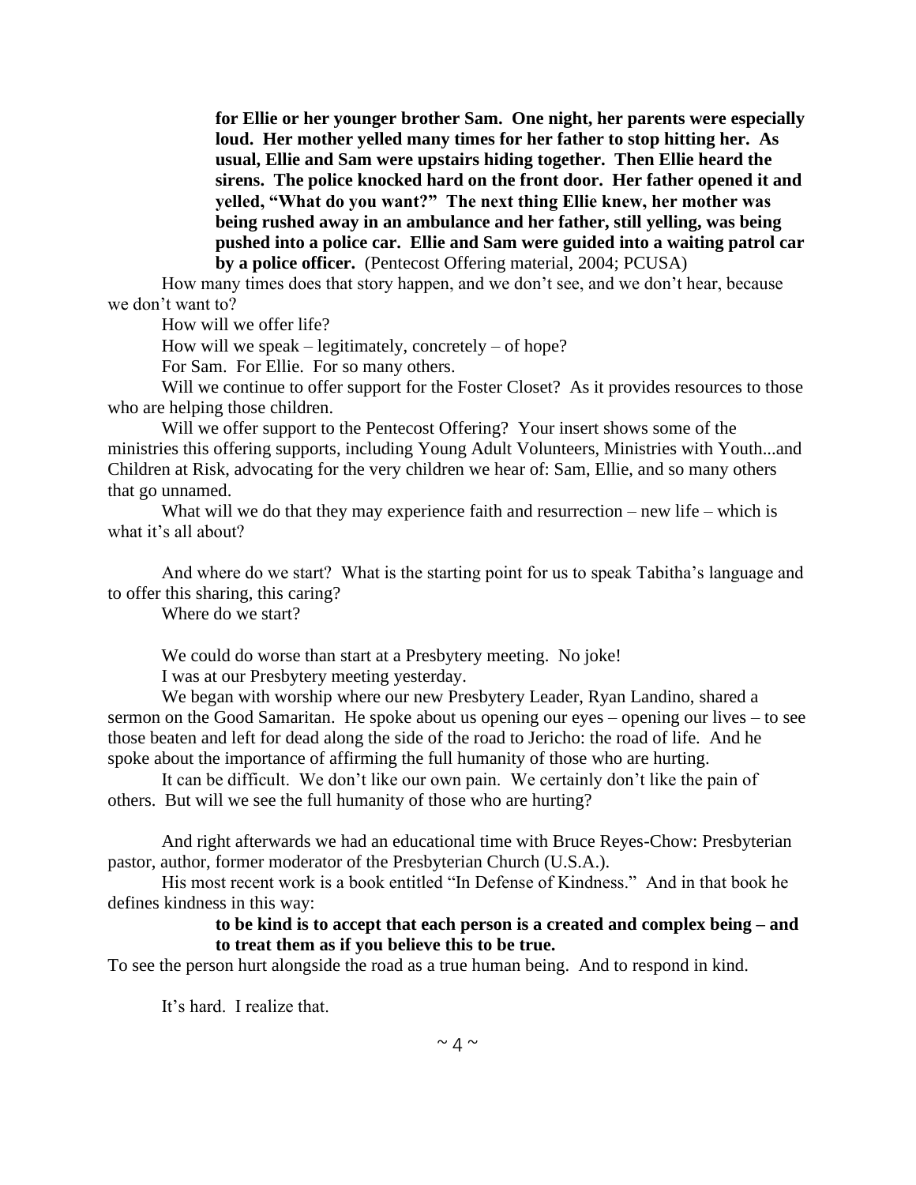> **for Ellie or her younger brother Sam. One night, her parents were especially loud. Her mother yelled many times for her father to stop hitting her. As usual, Ellie and Sam were upstairs hiding together. Then Ellie heard the sirens. The police knocked hard on the front door. Her father opened it and yelled, "What do you want?" The next thing Ellie knew, her mother was being rushed away in an ambulance and her father, still yelling, was being pushed into a police car. Ellie and Sam were guided into a waiting patrol car by a police officer.** (Pentecost Offering material, 2004; PCUSA)

How many times does that story happen, and we don't see, and we don't hear, because we don't want to?

How will we offer life?

How will we speak – legitimately, concretely – of hope?

For Sam. For Ellie. For so many others.

Will we continue to offer support for the Foster Closet? As it provides resources to those who are helping those children.

Will we offer support to the Pentecost Offering? Your insert shows some of the ministries this offering supports, including Young Adult Volunteers, Ministries with Youth...and Children at Risk, advocating for the very children we hear of: Sam, Ellie, and so many others that go unnamed.

What will we do that they may experience faith and resurrection – new life – which is what it's all about?

And where do we start? What is the starting point for us to speak Tabitha's language and to offer this sharing, this caring?

Where do we start?

We could do worse than start at a Presbytery meeting. No joke!

I was at our Presbytery meeting yesterday.

We began with worship where our new Presbytery Leader, Ryan Landino, shared a sermon on the Good Samaritan. He spoke about us opening our eyes – opening our lives – to see those beaten and left for dead along the side of the road to Jericho: the road of life. And he spoke about the importance of affirming the full humanity of those who are hurting.

It can be difficult. We don't like our own pain. We certainly don't like the pain of others. But will we see the full humanity of those who are hurting?

And right afterwards we had an educational time with Bruce Reyes-Chow: Presbyterian pastor, author, former moderator of the Presbyterian Church (U.S.A.).

His most recent work is a book entitled "In Defense of Kindness." And in that book he defines kindness in this way:

> **to be kind is to accept that each person is a created and complex being – and to treat them as if you believe this to be true.**

To see the person hurt alongside the road as a true human being. And to respond in kind.

It's hard. I realize that.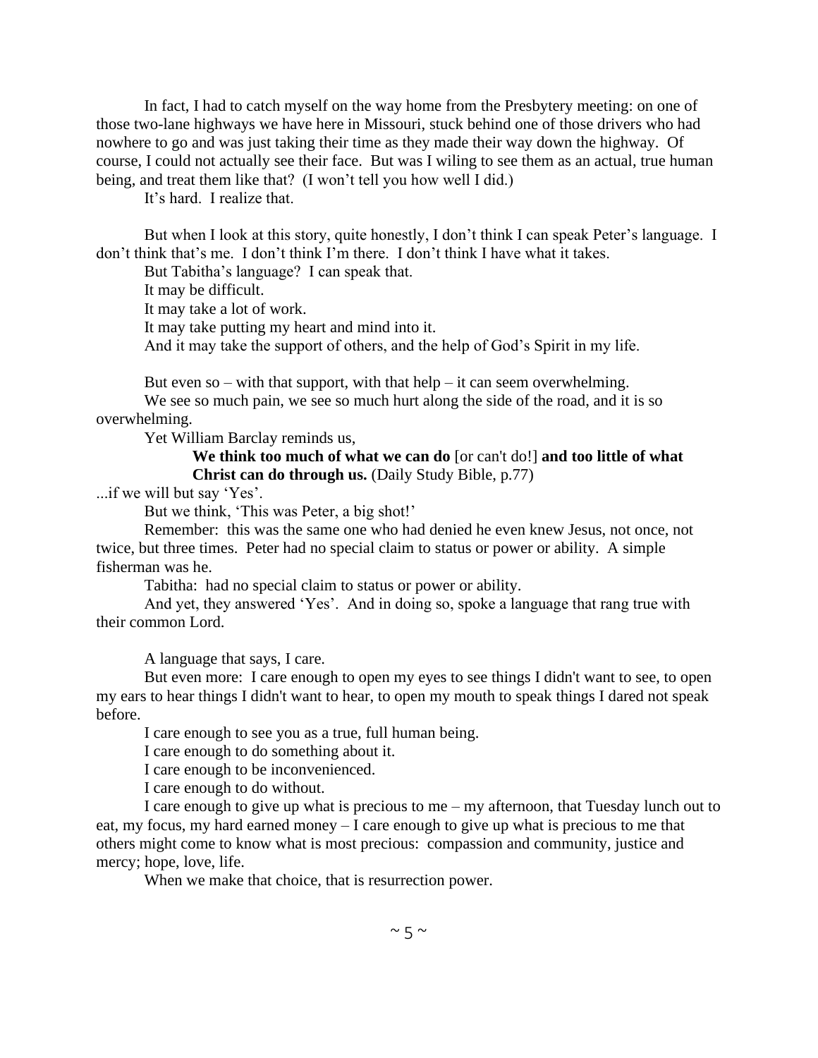In fact, I had to catch myself on the way home from the Presbytery meeting: on one of those two-lane highways we have here in Missouri, stuck behind one of those drivers who had nowhere to go and was just taking their time as they made their way down the highway. Of course, I could not actually see their face. But was I wiling to see them as an actual, true human being, and treat them like that? (I won't tell you how well I did.)

It's hard. I realize that.

But when I look at this story, quite honestly, I don't think I can speak Peter's language. I don't think that's me. I don't think I'm there. I don't think I have what it takes.

But Tabitha's language? I can speak that.

It may be difficult.

It may take a lot of work.

It may take putting my heart and mind into it.

And it may take the support of others, and the help of God's Spirit in my life.

But even so – with that support, with that help – it can seem overwhelming.

We see so much pain, we see so much hurt along the side of the road, and it is so overwhelming.

Yet William Barclay reminds us,

> **We think too much of what we can do** [or can't do!] **and too little of what Christ can do through us.** (Daily Study Bible, p.77)

...if we will but say 'Yes'.

But we think, 'This was Peter, a big shot!'

Remember: this was the same one who had denied he even knew Jesus, not once, not twice, but three times. Peter had no special claim to status or power or ability. A simple fisherman was he.

Tabitha: had no special claim to status or power or ability.

And yet, they answered 'Yes'. And in doing so, spoke a language that rang true with their common Lord.

A language that says, I care.

But even more: I care enough to open my eyes to see things I didn't want to see, to open my ears to hear things I didn't want to hear, to open my mouth to speak things I dared not speak before.

I care enough to see you as a true, full human being.

I care enough to do something about it.

I care enough to be inconvenienced.

I care enough to do without.

I care enough to give up what is precious to me – my afternoon, that Tuesday lunch out to eat, my focus, my hard earned money – I care enough to give up what is precious to me that others might come to know what is most precious: compassion and community, justice and mercy; hope, love, life.

When we make that choice, that is resurrection power.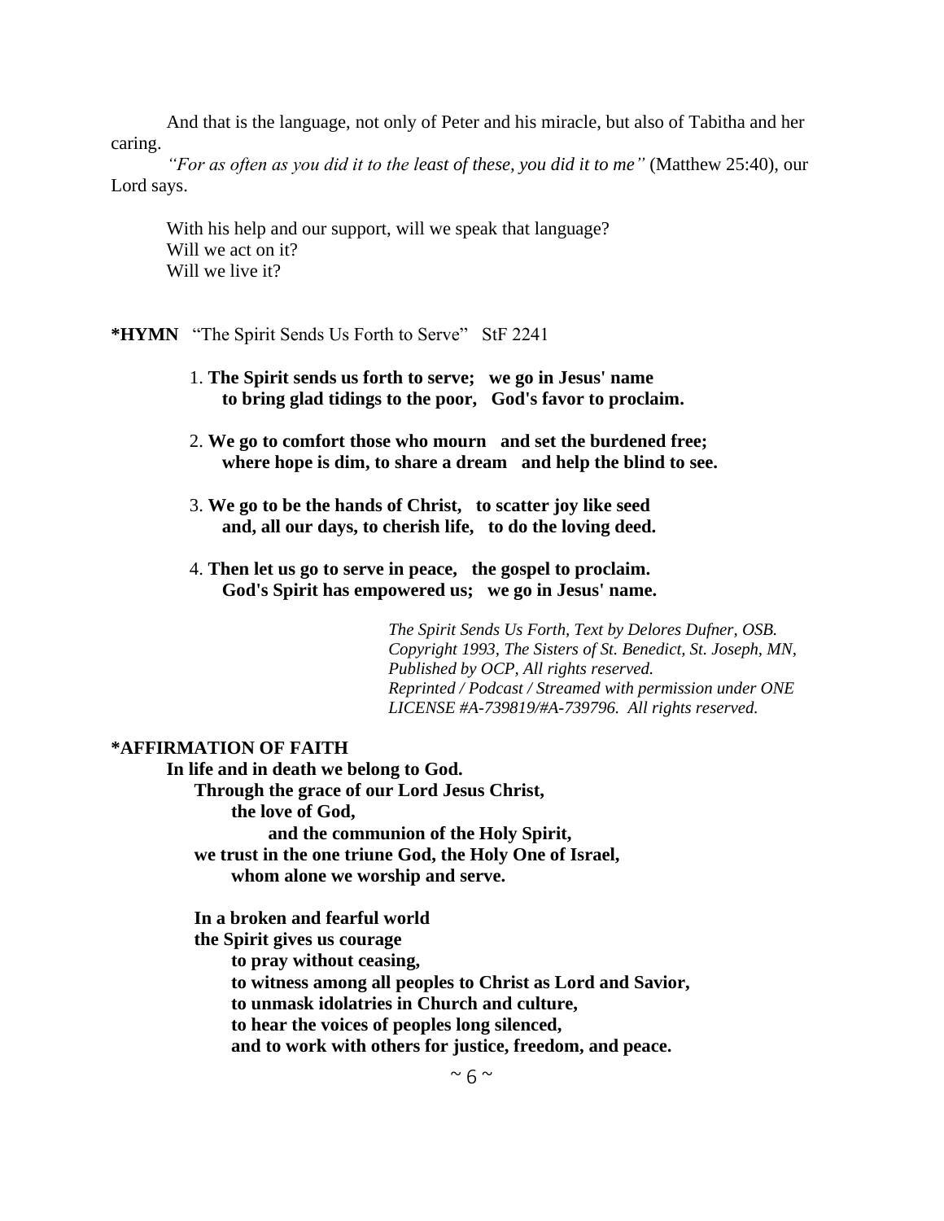And that is the language, not only of Peter and his miracle, but also of Tabitha and her caring.

*"For as often as you did it to the least of these, you did it to me"* (Matthew 25:40), our Lord says.

With his help and our support, will we speak that language?
Will we act on it?
Will we live it?

**\*HYMN** "The Spirit Sends Us Forth to Serve" StF 2241

1. **The Spirit sends us forth to serve; we go in Jesus' name**
   **to bring glad tidings to the poor, God's favor to proclaim.**

2. **We go to comfort those who mourn and set the burdened free;**
   **where hope is dim, to share a dream and help the blind to see.**

3. **We go to be the hands of Christ, to scatter joy like seed**
   **and, all our days, to cherish life, to do the loving deed.**

4. **Then let us go to serve in peace, the gospel to proclaim.**
   **God's Spirit has empowered us; we go in Jesus' name.**

*The Spirit Sends Us Forth, Text by Delores Dufner, OSB.*
*Copyright 1993, The Sisters of St. Benedict, St. Joseph, MN,*
*Published by OCP, All rights reserved.*
*Reprinted / Podcast / Streamed with permission under ONE LICENSE #A-739819/#A-739796. All rights reserved.*

**\*AFFIRMATION OF FAITH**

**In life and in death we belong to God.**
**Through the grace of our Lord Jesus Christ,**
**the love of God,**
**and the communion of the Holy Spirit,**
**we trust in the one triune God, the Holy One of Israel,**
**whom alone we worship and serve.**

**In a broken and fearful world**
**the Spirit gives us courage**
**to pray without ceasing,**
**to witness among all peoples to Christ as Lord and Savior,**
**to unmask idolatries in Church and culture,**
**to hear the voices of peoples long silenced,**
**and to work with others for justice, freedom, and peace.**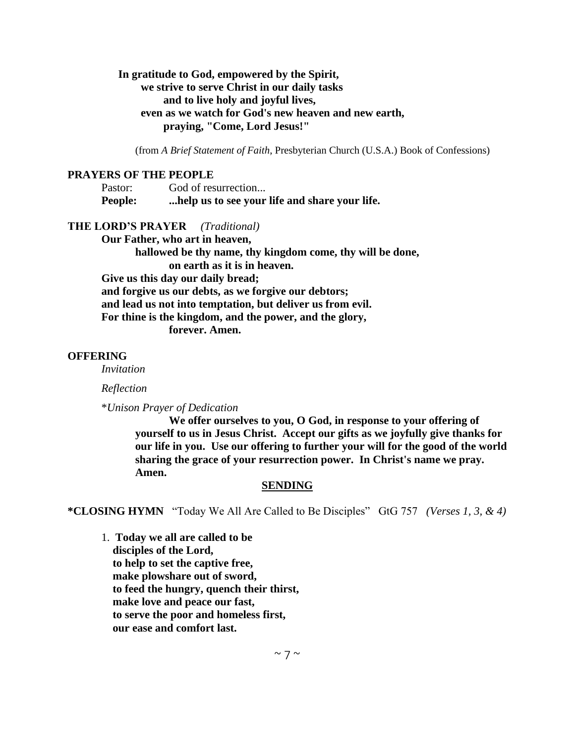**In gratitude to God, empowered by the Spirit,**
**we strive to serve Christ in our daily tasks**
**and to live holy and joyful lives,**
**even as we watch for God's new heaven and new earth,**
**praying, "Come, Lord Jesus!"**

(from *A Brief Statement of Faith*, Presbyterian Church (U.S.A.) Book of Confessions)

**PRAYERS OF THE PEOPLE**

Pastor: God of resurrection...
**People: ...help us to see your life and share your life.**

**THE LORD'S PRAYER** *(Traditional)*

**Our Father, who art in heaven,**
**hallowed be thy name, thy kingdom come, thy will be done,**
**on earth as it is in heaven.**
**Give us this day our daily bread;**
**and forgive us our debts, as we forgive our debtors;**
**and lead us not into temptation, but deliver us from evil.**
**For thine is the kingdom, and the power, and the glory,**
**forever. Amen.**

**OFFERING**

*Invitation*

*Reflection*

*\*Unison Prayer of Dedication*

**We offer ourselves to you, O God, in response to your offering of yourself to us in Jesus Christ. Accept our gifts as we joyfully give thanks for our life in you. Use our offering to further your will for the good of the world sharing the grace of your resurrection power. In Christ's name we pray. Amen.**

## SENDING

**\*CLOSING HYMN** "Today We All Are Called to Be Disciples" GtG 757 *(Verses 1, 3, & 4)*

1. **Today we all are called to be**
**disciples of the Lord,**
**to help to set the captive free,**
**make plowshare out of sword,**
**to feed the hungry, quench their thirst,**
**make love and peace our fast,**
**to serve the poor and homeless first,**
**our ease and comfort last.**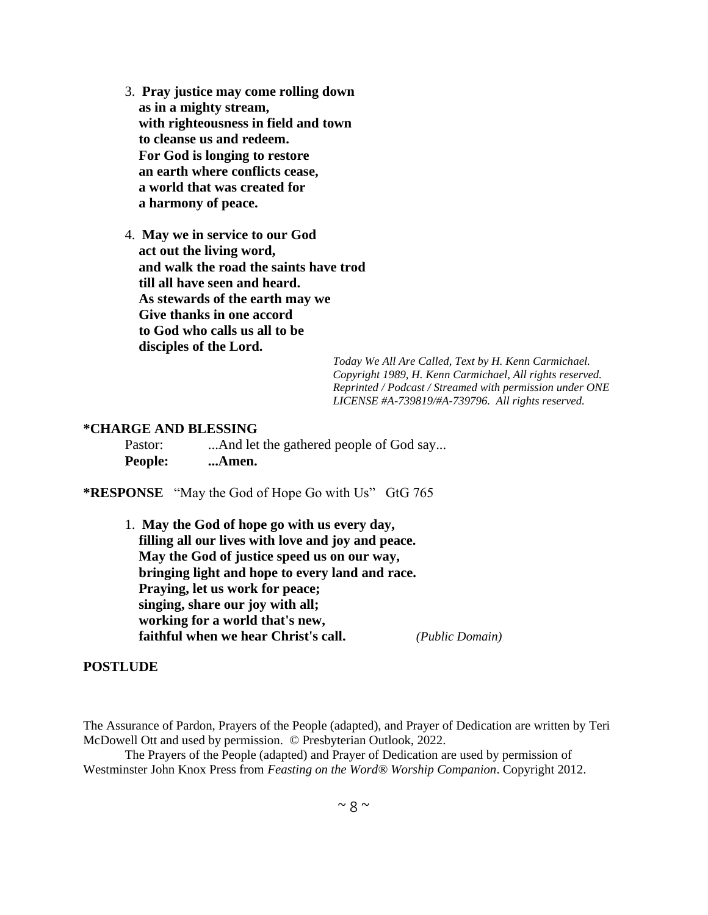3. **Pray justice may come rolling down**  
   **as in a mighty stream,**  
   **with righteousness in field and town**  
   **to cleanse us and redeem.**  
   **For God is longing to restore**  
   **an earth where conflicts cease,**  
   **a world that was created for**  
   **a harmony of peace.**

4. **May we in service to our God**  
   **act out the living word,**  
   **and walk the road the saints have trod**  
   **till all have seen and heard.**  
   **As stewards of the earth may we**  
   **Give thanks in one accord**  
   **to God who calls us all to be**  
   **disciples of the Lord.**

*Today We All Are Called, Text by H. Kenn Carmichael. Copyright 1989, H. Kenn Carmichael, All rights reserved. Reprinted / Podcast / Streamed with permission under ONE LICENSE #A-739819/#A-739796. All rights reserved.*

**\*CHARGE AND BLESSING**

Pastor: ...And let the gathered people of God say...  
**People: ...Amen.**

**\*RESPONSE** "May the God of Hope Go with Us" GtG 765

1. **May the God of hope go with us every day,**  
   **filling all our lives with love and joy and peace.**  
   **May the God of justice speed us on our way,**  
   **bringing light and hope to every land and race.**  
   **Praying, let us work for peace;**  
   **singing, share our joy with all;**  
   **working for a world that's new,**  
   **faithful when we hear Christ's call.** *(Public Domain)*

**POSTLUDE**

The Assurance of Pardon, Prayers of the People (adapted), and Prayer of Dedication are written by Teri McDowell Ott and used by permission. © Presbyterian Outlook, 2022.

The Prayers of the People (adapted) and Prayer of Dedication are used by permission of Westminster John Knox Press from *Feasting on the Word® Worship Companion*. Copyright 2012.